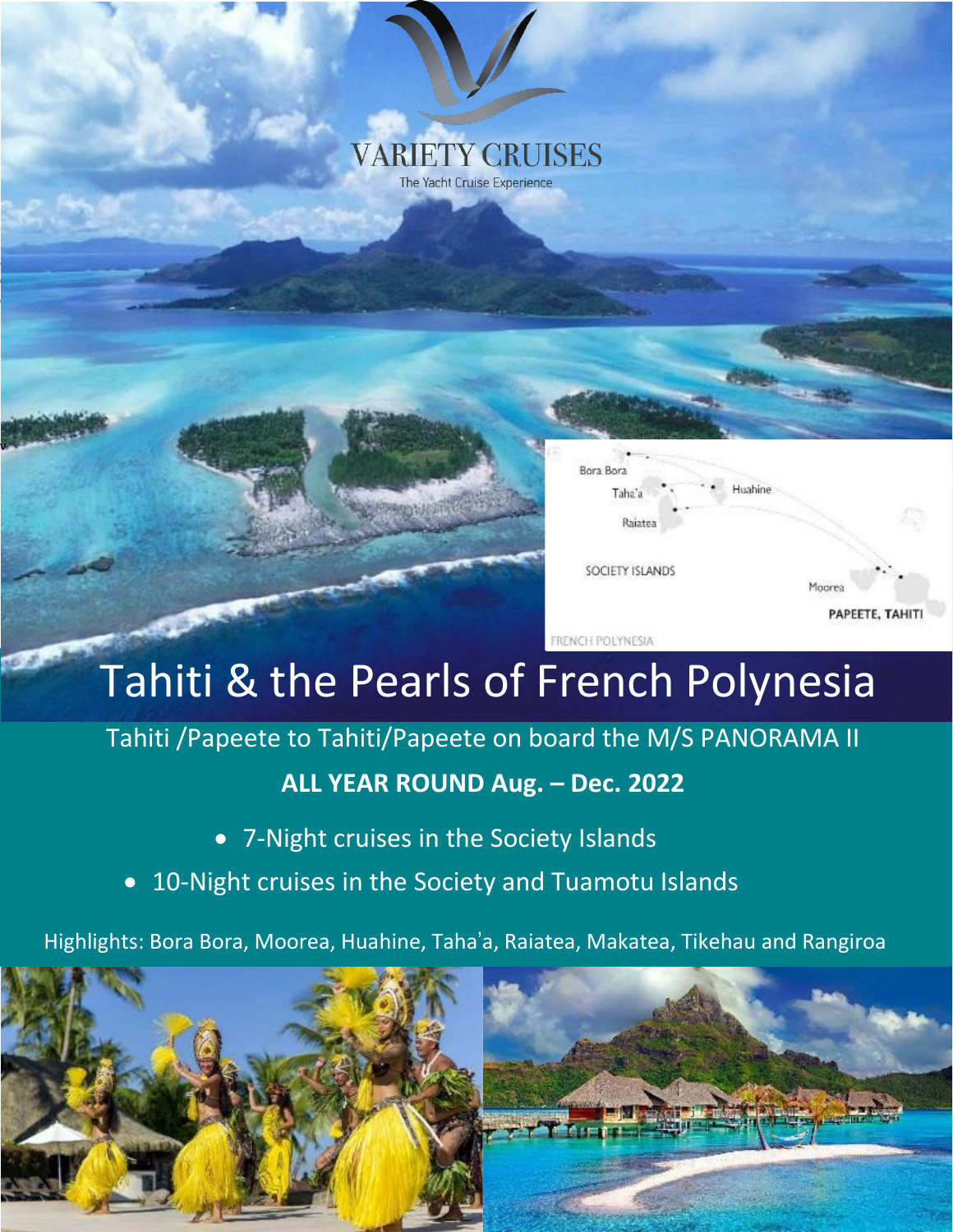VARIETY CRUISES

The Yacht Cruise Experience

Bora Bora
Taha'a
Huahine
Raiatea
SOCIETY ISLANDS
Moorea
PAPEETE, TAHITI
FRENCH POLYNESIA

# Tahiti & the Pearls of French Polynesia

Tahiti /Papeete to Tahiti/Papeete on board the M/S PANORAMA II

**ALL YEAR ROUND Aug. – Dec. 2022**

- 7-Night cruises in the Society Islands
- 10-Night cruises in the Society and Tuamotu Islands

Highlights: Bora Bora, Moorea, Huahine, Taha'a, Raiatea, Makatea, Tikehau and Rangiroa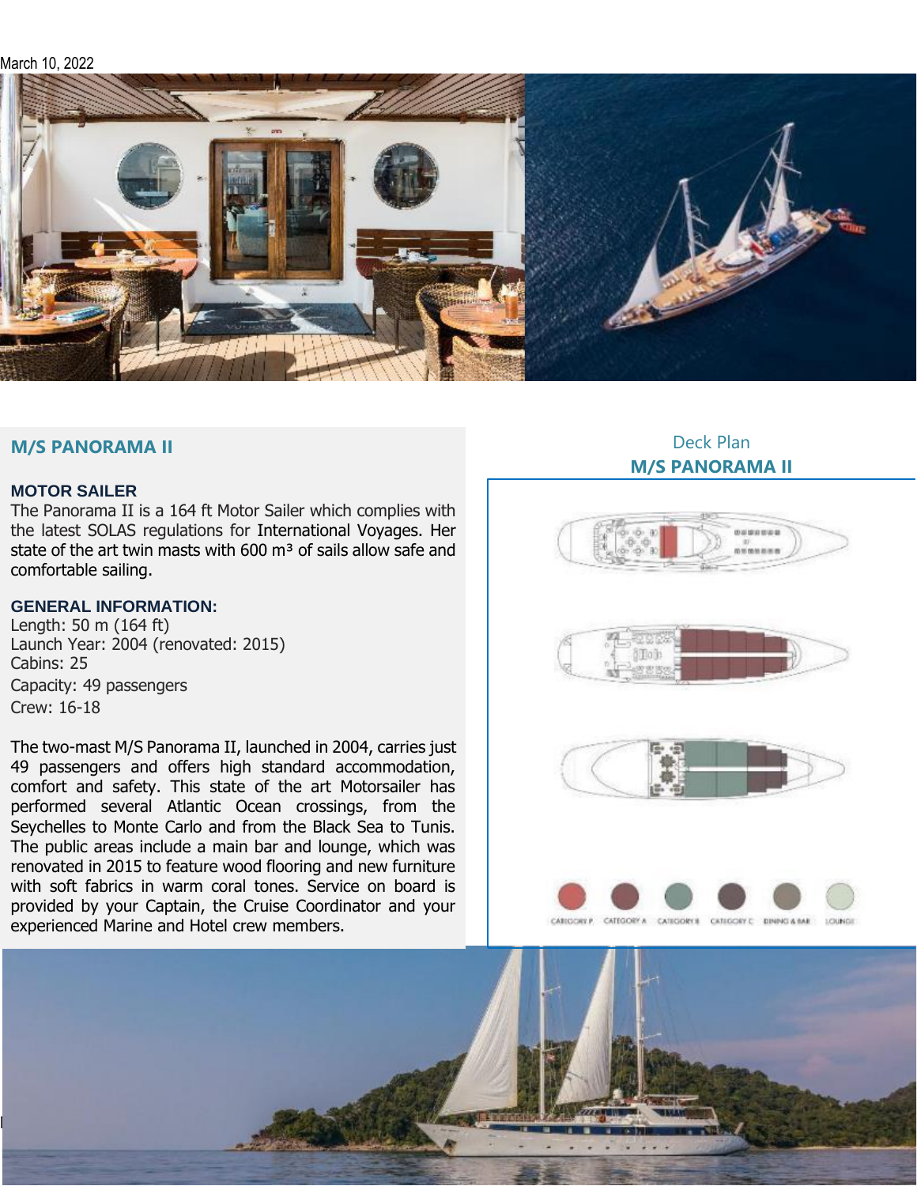March 10, 2022

## M/S PANORAMA II

### MOTOR SAILER

The Panorama II is a 164 ft Motor Sailer which complies with the latest SOLAS regulations for International Voyages. Her state of the art twin masts with 600 m³ of sails allow safe and comfortable sailing.

### GENERAL INFORMATION:

Length: 50 m (164 ft)
Launch Year: 2004 (renovated: 2015)
Cabins: 25
Capacity: 49 passengers
Crew: 16-18

The two-mast M/S Panorama II, launched in 2004, carries just 49 passengers and offers high standard accommodation, comfort and safety. This state of the art Motorsailer has performed several Atlantic Ocean crossings, from the Seychelles to Monte Carlo and from the Black Sea to Tunis. The public areas include a main bar and lounge, which was renovated in 2015 to feature wood flooring and new furniture with soft fabrics in warm coral tones. Service on board is provided by your Captain, the Cruise Coordinator and your experienced Marine and Hotel crew members.

Deck Plan
**M/S PANORAMA II**

CATEGORY P · CATEGORY A · CATEGORY B · CATEGORY C · DINING & BAR · LOUNGE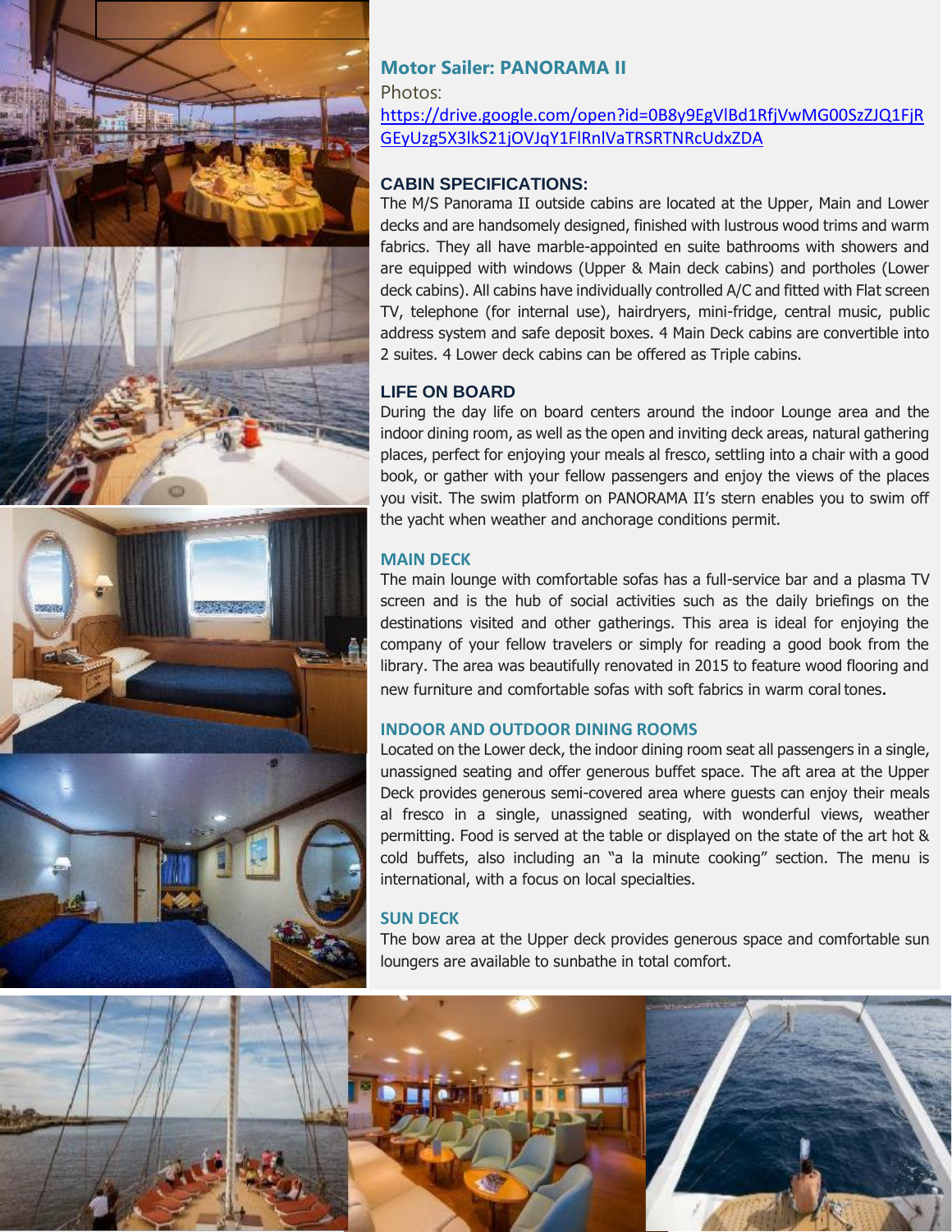## Motor Sailer: PANORAMA II

Photos:

https://drive.google.com/open?id=0B8y9EgVlBd1RfjVwMG00SzZJQ1FjRGEyUzg5X3lkS21jOVJqY1FlRnlVaTRSRTNRcUdxZDA

### CABIN SPECIFICATIONS:

The M/S Panorama II outside cabins are located at the Upper, Main and Lower decks and are handsomely designed, finished with lustrous wood trims and warm fabrics. They all have marble-appointed en suite bathrooms with showers and are equipped with windows (Upper & Main deck cabins) and portholes (Lower deck cabins). All cabins have individually controlled A/C and fitted with Flat screen TV, telephone (for internal use), hairdryers, mini-fridge, central music, public address system and safe deposit boxes. 4 Main Deck cabins are convertible into 2 suites. 4 Lower deck cabins can be offered as Triple cabins.

### LIFE ON BOARD

During the day life on board centers around the indoor Lounge area and the indoor dining room, as well as the open and inviting deck areas, natural gathering places, perfect for enjoying your meals al fresco, settling into a chair with a good book, or gather with your fellow passengers and enjoy the views of the places you visit. The swim platform on PANORAMA II's stern enables you to swim off the yacht when weather and anchorage conditions permit.

### MAIN DECK

The main lounge with comfortable sofas has a full-service bar and a plasma TV screen and is the hub of social activities such as the daily briefings on the destinations visited and other gatherings. This area is ideal for enjoying the company of your fellow travelers or simply for reading a good book from the library. The area was beautifully renovated in 2015 to feature wood flooring and new furniture and comfortable sofas with soft fabrics in warm coral tones.

### INDOOR AND OUTDOOR DINING ROOMS

Located on the Lower deck, the indoor dining room seat all passengers in a single, unassigned seating and offer generous buffet space. The aft area at the Upper Deck provides generous semi-covered area where guests can enjoy their meals al fresco in a single, unassigned seating, with wonderful views, weather permitting. Food is served at the table or displayed on the state of the art hot & cold buffets, also including an "a la minute cooking" section. The menu is international, with a focus on local specialties.

### SUN DECK

The bow area at the Upper deck provides generous space and comfortable sun loungers are available to sunbathe in total comfort.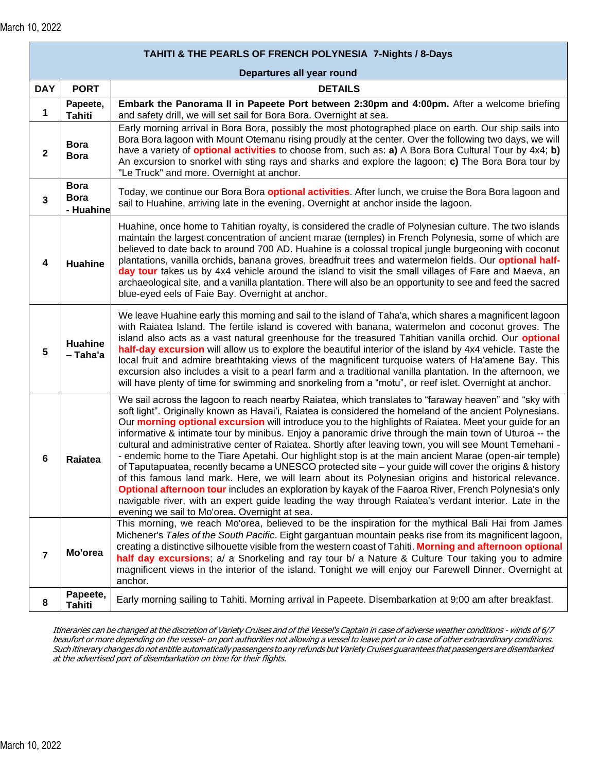| TAHITI & THE PEARLS OF FRENCH POLYNESIA 7-Nights / 8-Days<br>Departures all year round | | |
|---|---|---|
| **DAY** | **PORT** | **DETAILS** |
| **1** | **Papeete, Tahiti** | **Embark the Panorama II in Papeete Port between 2:30pm and 4:00pm.** After a welcome briefing and safety drill, we will set sail for Bora Bora. Overnight at sea. |
| **2** | **Bora Bora** | Early morning arrival in Bora Bora, possibly the most photographed place on earth. Our ship sails into Bora Bora lagoon with Mount Otemanu rising proudly at the center. Over the following two days, we will have a variety of **optional activities** to choose from, such as: **a)** A Bora Bora Cultural Tour by 4x4; **b)** An excursion to snorkel with sting rays and sharks and explore the lagoon; **c)** The Bora Bora tour by "Le Truck" and more. Overnight at anchor. |
| **3** | **Bora Bora - Huahine** | Today, we continue our Bora Bora **optional activities**. After lunch, we cruise the Bora Bora lagoon and sail to Huahine, arriving late in the evening. Overnight at anchor inside the lagoon. |
| **4** | **Huahine** | Huahine, once home to Tahitian royalty, is considered the cradle of Polynesian culture. The two islands maintain the largest concentration of ancient marae (temples) in French Polynesia, some of which are believed to date back to around 700 AD. Huahine is a colossal tropical jungle burgeoning with coconut plantations, vanilla orchids, banana groves, breadfruit trees and watermelon fields. Our **optional half-day tour** takes us by 4x4 vehicle around the island to visit the small villages of Fare and Maeva, an archaeological site, and a vanilla plantation. There will also be an opportunity to see and feed the sacred blue-eyed eels of Faie Bay. Overnight at anchor. |
| **5** | **Huahine – Taha'a** | We leave Huahine early this morning and sail to the island of Taha'a, which shares a magnificent lagoon with Raiatea Island. The fertile island is covered with banana, watermelon and coconut groves. The island also acts as a vast natural greenhouse for the treasured Tahitian vanilla orchid. Our **optional half-day excursion** will allow us to explore the beautiful interior of the island by 4x4 vehicle. Taste the local fruit and admire breathtaking views of the magnificent turquoise waters of Ha'amene Bay. This excursion also includes a visit to a pearl farm and a traditional vanilla plantation. In the afternoon, we will have plenty of time for swimming and snorkeling from a "motu", or reef islet. Overnight at anchor. |
| **6** | **Raiatea** | We sail across the lagoon to reach nearby Raiatea, which translates to "faraway heaven" and "sky with soft light". Originally known as Havai'i, Raiatea is considered the homeland of the ancient Polynesians. Our **morning optional excursion** will introduce you to the highlights of Raiatea. Meet your guide for an informative & intimate tour by minibus. Enjoy a panoramic drive through the main town of Uturoa -- the cultural and administrative center of Raiatea. Shortly after leaving town, you will see Mount Temehani -- endemic home to the Tiare Apetahi. Our highlight stop is at the main ancient Marae (open-air temple) of Taputapuatea, recently became a UNESCO protected site – your guide will cover the origins & history of this famous land mark. Here, we will learn about its Polynesian origins and historical relevance. **Optional afternoon tour** includes an exploration by kayak of the Faaroa River, French Polynesia's only navigable river, with an expert guide leading the way through Raiatea's verdant interior. Late in the evening we sail to Mo'orea. Overnight at sea. |
| **7** | **Mo'orea** | This morning, we reach Mo'orea, believed to be the inspiration for the mythical Bali Hai from James Michener's *Tales of the South Pacific*. Eight gargantuan mountain peaks rise from its magnificent lagoon, creating a distinctive silhouette visible from the western coast of Tahiti. **Morning and afternoon optional half day excursions**; a/ a Snorkeling and ray tour b/ a Nature & Culture Tour taking you to admire magnificent views in the interior of the island. Tonight we will enjoy our Farewell Dinner. Overnight at anchor. |
| **8** | **Papeete, Tahiti** | Early morning sailing to Tahiti. Morning arrival in Papeete. Disembarkation at 9:00 am after breakfast. |

*Itineraries can be changed at the discretion of Variety Cruises and of the Vessel's Captain in case of adverse weather conditions - winds of 6/7 beaufort or more depending on the vessel- on port authorities not allowing a vessel to leave port or in case of other extraordinary conditions. Such itinerary changes do not entitle automatically passengers to any refunds but Variety Cruises guarantees that passengers are disembarked at the advertised port of disembarkation on time for their flights.*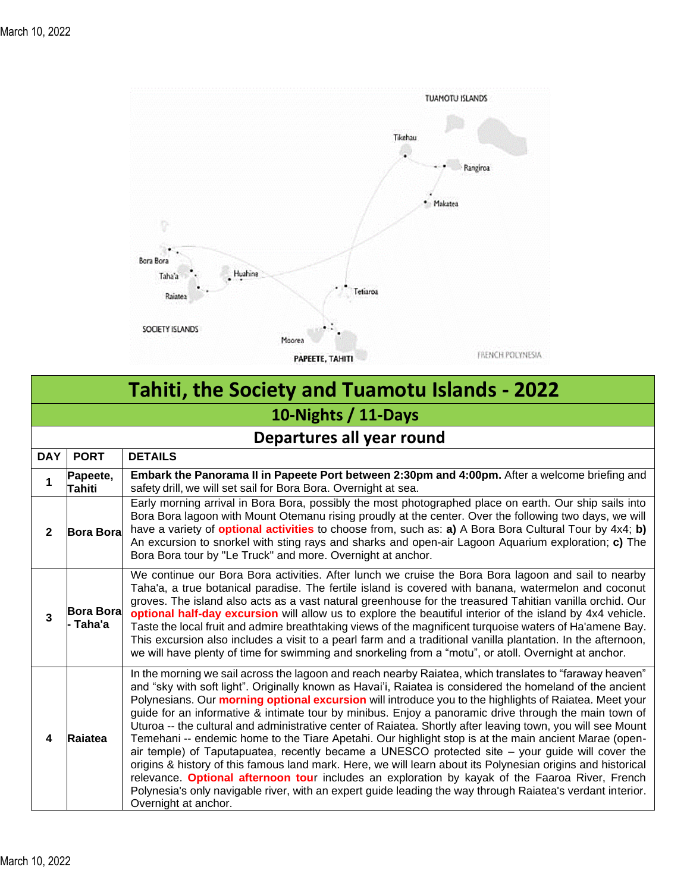TUAMOTU ISLANDS

Tikehau

Rangiroa

Makatea

Bora Bora

Taha'a

Huahine

Raiatea

Tetiaroa

SOCIETY ISLANDS

Moorea

PAPEETE, TAHITI

FRENCH POLYNESIA

# Tahiti, the Society and Tuamotu Islands - 2022

## 10-Nights / 11-Days

### Departures all year round

| DAY | PORT | DETAILS |
|---|---|---|
| 1 | Papeete, Tahiti | **Embark the Panorama II in Papeete Port between 2:30pm and 4:00pm.** After a welcome briefing and safety drill, we will set sail for Bora Bora. Overnight at sea. |
| 2 | Bora Bora | Early morning arrival in Bora Bora, possibly the most photographed place on earth. Our ship sails into Bora Bora lagoon with Mount Otemanu rising proudly at the center. Over the following two days, we will have a variety of **optional activities** to choose from, such as: **a)** A Bora Bora Cultural Tour by 4x4; **b)** An excursion to snorkel with sting rays and sharks and open-air Lagoon Aquarium exploration; **c)** The Bora Bora tour by "Le Truck" and more. Overnight at anchor. |
| 3 | Bora Bora - Taha'a | We continue our Bora Bora activities. After lunch we cruise the Bora Bora lagoon and sail to nearby Taha'a, a true botanical paradise. The fertile island is covered with banana, watermelon and coconut groves. The island also acts as a vast natural greenhouse for the treasured Tahitian vanilla orchid. Our **optional half-day excursion** will allow us to explore the beautiful interior of the island by 4x4 vehicle. Taste the local fruit and admire breathtaking views of the magnificent turquoise waters of Ha'amene Bay. This excursion also includes a visit to a pearl farm and a traditional vanilla plantation. In the afternoon, we will have plenty of time for swimming and snorkeling from a "motu", or atoll. Overnight at anchor. |
| 4 | Raiatea | In the morning we sail across the lagoon and reach nearby Raiatea, which translates to "faraway heaven" and "sky with soft light". Originally known as Havai'i, Raiatea is considered the homeland of the ancient Polynesians. Our **morning optional excursion** will introduce you to the highlights of Raiatea. Meet your guide for an informative & intimate tour by minibus. Enjoy a panoramic drive through the main town of Uturoa -- the cultural and administrative center of Raiatea. Shortly after leaving town, you will see Mount Temehani -- endemic home to the Tiare Apetahi. Our highlight stop is at the main ancient Marae (open-air temple) of Taputapuatea, recently became a UNESCO protected site – your guide will cover the origins & history of this famous land mark. Here, we will learn about its Polynesian origins and historical relevance. **Optional afternoon tour** includes an exploration by kayak of the Faaroa River, French Polynesia's only navigable river, with an expert guide leading the way through Raiatea's verdant interior. Overnight at anchor. |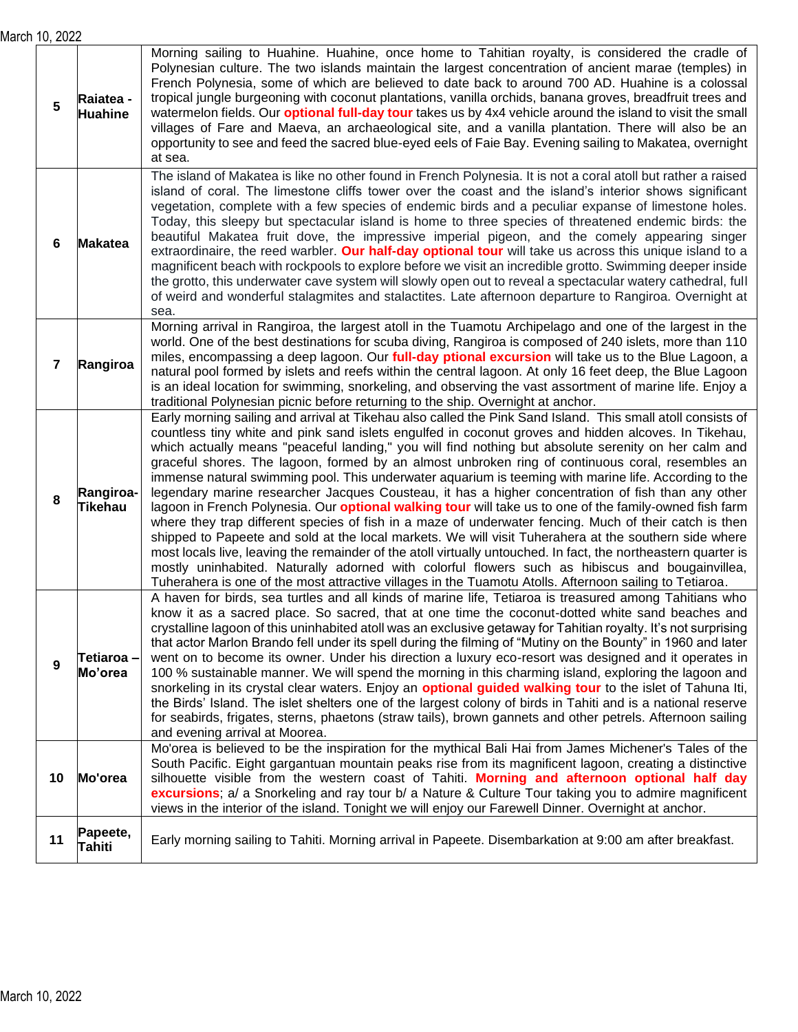| | | |
|---|---|---|
| **5** | **Raiatea - Huahine** | Morning sailing to Huahine. Huahine, once home to Tahitian royalty, is considered the cradle of Polynesian culture. The two islands maintain the largest concentration of ancient marae (temples) in French Polynesia, some of which are believed to date back to around 700 AD. Huahine is a colossal tropical jungle burgeoning with coconut plantations, vanilla orchids, banana groves, breadfruit trees and watermelon fields. Our **optional full-day tour** takes us by 4x4 vehicle around the island to visit the small villages of Fare and Maeva, an archaeological site, and a vanilla plantation. There will also be an opportunity to see and feed the sacred blue-eyed eels of Faie Bay. Evening sailing to Makatea, overnight at sea. |
| **6** | **Makatea** | The island of Makatea is like no other found in French Polynesia. It is not a coral atoll but rather a raised island of coral. The limestone cliffs tower over the coast and the island's interior shows significant vegetation, complete with a few species of endemic birds and a peculiar expanse of limestone holes. Today, this sleepy but spectacular island is home to three species of threatened endemic birds: the beautiful Makatea fruit dove, the impressive imperial pigeon, and the comely appearing singer extraordinaire, the reed warbler. **Our half-day optional tour** will take us across this unique island to a magnificent beach with rockpools to explore before we visit an incredible grotto. Swimming deeper inside the grotto, this underwater cave system will slowly open out to reveal a spectacular watery cathedral, full of weird and wonderful stalagmites and stalactites. Late afternoon departure to Rangiroa. Overnight at sea. |
| **7** | **Rangiroa** | Morning arrival in Rangiroa, the largest atoll in the Tuamotu Archipelago and one of the largest in the world. One of the best destinations for scuba diving, Rangiroa is composed of 240 islets, more than 110 miles, encompassing a deep lagoon. Our **full-day ptional excursion** will take us to the Blue Lagoon, a natural pool formed by islets and reefs within the central lagoon. At only 16 feet deep, the Blue Lagoon is an ideal location for swimming, snorkeling, and observing the vast assortment of marine life. Enjoy a traditional Polynesian picnic before returning to the ship. Overnight at anchor. |
| **8** | **Rangiroa-Tikehau** | Early morning sailing and arrival at Tikehau also called the Pink Sand Island. This small atoll consists of countless tiny white and pink sand islets engulfed in coconut groves and hidden alcoves. In Tikehau, which actually means "peaceful landing," you will find nothing but absolute serenity on her calm and graceful shores. The lagoon, formed by an almost unbroken ring of continuous coral, resembles an immense natural swimming pool. This underwater aquarium is teeming with marine life. According to the legendary marine researcher Jacques Cousteau, it has a higher concentration of fish than any other lagoon in French Polynesia. Our **optional walking tour** will take us to one of the family-owned fish farm where they trap different species of fish in a maze of underwater fencing. Much of their catch is then shipped to Papeete and sold at the local markets. We will visit Tuherahera at the southern side where most locals live, leaving the remainder of the atoll virtually untouched. In fact, the northeastern quarter is mostly uninhabited. Naturally adorned with colorful flowers such as hibiscus and bougainvillea, Tuherahera is one of the most attractive villages in the Tuamotu Atolls. Afternoon sailing to Tetiaroa. |
| **9** | **Tetiaroa – Mo'orea** | A haven for birds, sea turtles and all kinds of marine life, Tetiaroa is treasured among Tahitians who know it as a sacred place. So sacred, that at one time the coconut-dotted white sand beaches and crystalline lagoon of this uninhabited atoll was an exclusive getaway for Tahitian royalty. It's not surprising that actor Marlon Brando fell under its spell during the filming of "Mutiny on the Bounty" in 1960 and later went on to become its owner. Under his direction a luxury eco-resort was designed and it operates in 100 % sustainable manner. We will spend the morning in this charming island, exploring the lagoon and snorkeling in its crystal clear waters. Enjoy an **optional guided walking tour** to the islet of Tahuna Iti, the Birds' Island. The islet shelters one of the largest colony of birds in Tahiti and is a national reserve for seabirds, frigates, sterns, phaetons (straw tails), brown gannets and other petrels. Afternoon sailing and evening arrival at Moorea. |
| **10** | **Mo'orea** | Mo'orea is believed to be the inspiration for the mythical Bali Hai from James Michener's Tales of the South Pacific. Eight gargantuan mountain peaks rise from its magnificent lagoon, creating a distinctive silhouette visible from the western coast of Tahiti. **Morning and afternoon optional half day excursions**; a/ a Snorkeling and ray tour b/ a Nature & Culture Tour taking you to admire magnificent views in the interior of the island. Tonight we will enjoy our Farewell Dinner. Overnight at anchor. |
| **11** | **Papeete, Tahiti** | Early morning sailing to Tahiti. Morning arrival in Papeete. Disembarkation at 9:00 am after breakfast. |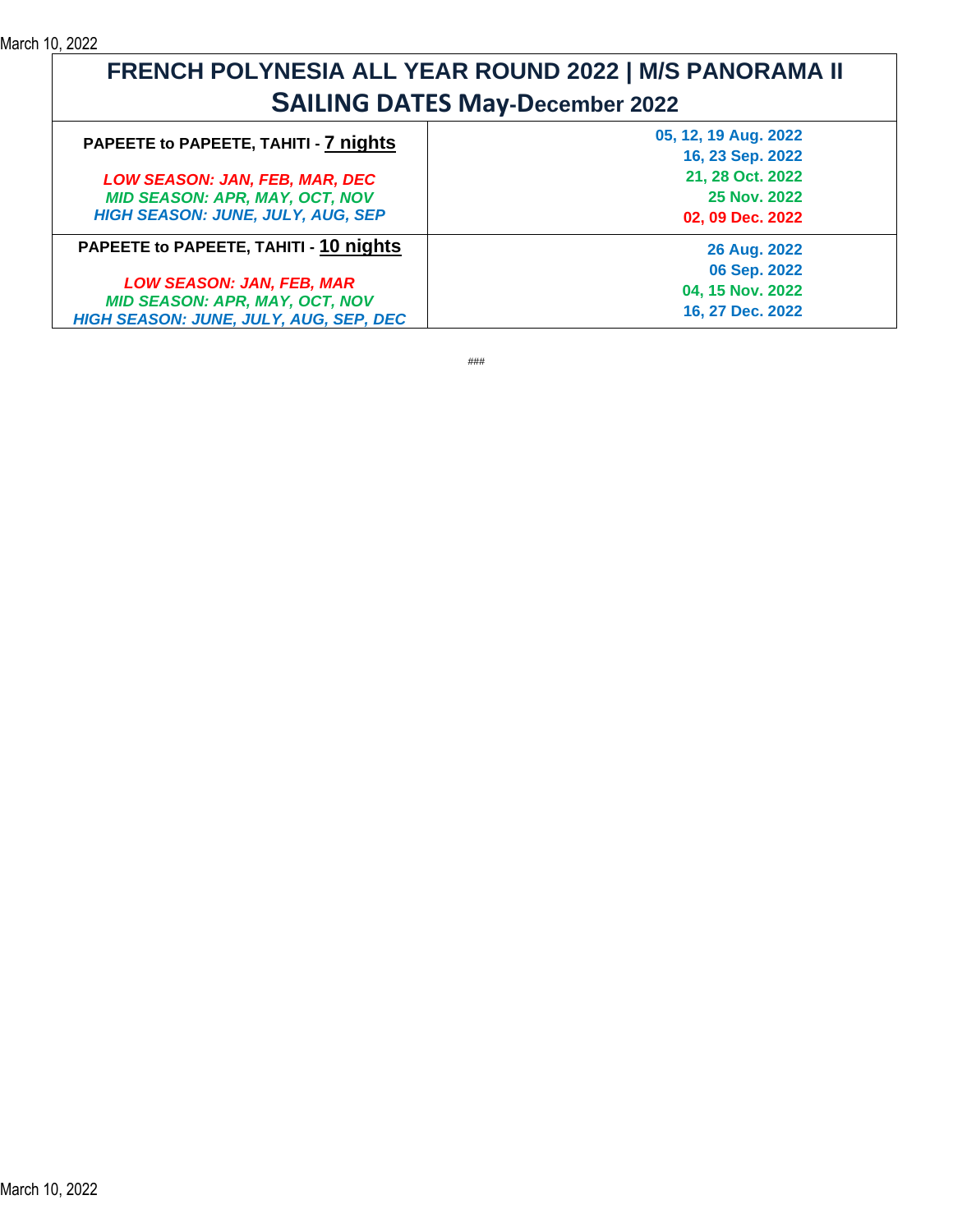# FRENCH POLYNESIA ALL YEAR ROUND 2022 | M/S PANORAMA II

## SAILING DATES May-December 2022

| | |
|---|---|
| **PAPEETE to PAPEETE, TAHITI - 7 nights**<br><br>***LOW SEASON: JAN, FEB, MAR, DEC***<br>***MID SEASON: APR, MAY, OCT, NOV***<br>***HIGH SEASON: JUNE, JULY, AUG, SEP*** | **05, 12, 19 Aug. 2022**<br>**16, 23 Sep. 2022**<br>**21, 28 Oct. 2022**<br>**25 Nov. 2022**<br>**02, 09 Dec. 2022** |
| **PAPEETE to PAPEETE, TAHITI - 10 nights**<br><br>***LOW SEASON: JAN, FEB, MAR***<br>***MID SEASON: APR, MAY, OCT, NOV***<br>***HIGH SEASON: JUNE, JULY, AUG, SEP, DEC*** | **26 Aug. 2022**<br>**06 Sep. 2022**<br>**04, 15 Nov. 2022**<br>**16, 27 Dec. 2022** |

###